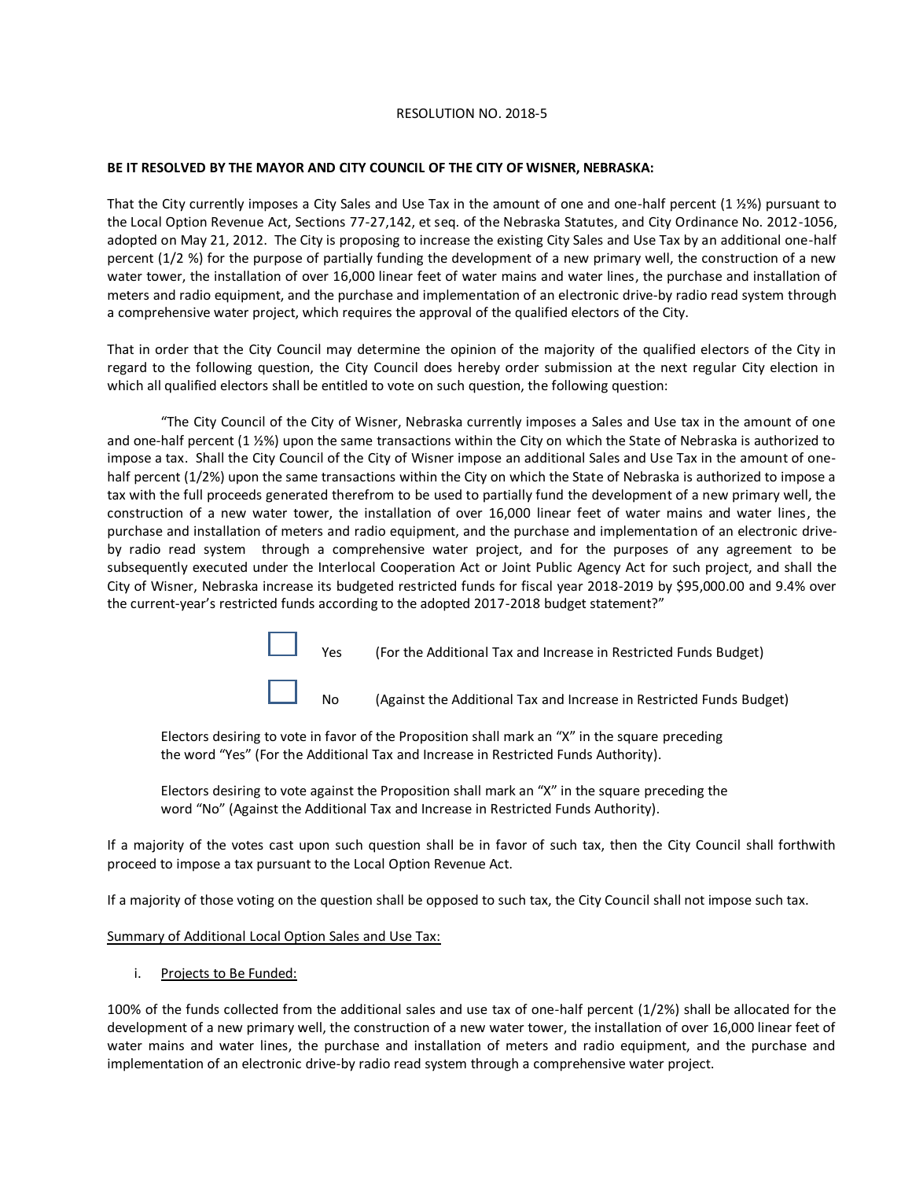RESOLUTION NO. 2018-5

**BE IT RESOLVED BY THE MAYOR AND CITY COUNCIL OF THE CITY OF WISNER, NEBRASKA:**

That the City currently imposes a City Sales and Use Tax in the amount of one and one-half percent (1 ½%) pursuant to the Local Option Revenue Act, Sections 77-27,142, et seq. of the Nebraska Statutes, and City Ordinance No. 2012-1056, adopted on May 21, 2012. The City is proposing to increase the existing City Sales and Use Tax by an additional one-half percent (1/2 %) for the purpose of partially funding the development of a new primary well, the construction of a new water tower, the installation of over 16,000 linear feet of water mains and water lines, the purchase and installation of meters and radio equipment, and the purchase and implementation of an electronic drive-by radio read system through a comprehensive water project, which requires the approval of the qualified electors of the City.

That in order that the City Council may determine the opinion of the majority of the qualified electors of the City in regard to the following question, the City Council does hereby order submission at the next regular City election in which all qualified electors shall be entitled to vote on such question, the following question:

"The City Council of the City of Wisner, Nebraska currently imposes a Sales and Use tax in the amount of one and one-half percent (1 ½%) upon the same transactions within the City on which the State of Nebraska is authorized to impose a tax. Shall the City Council of the City of Wisner impose an additional Sales and Use Tax in the amount of one-half percent (1/2%) upon the same transactions within the City on which the State of Nebraska is authorized to impose a tax with the full proceeds generated therefrom to be used to partially fund the development of a new primary well, the construction of a new water tower, the installation of over 16,000 linear feet of water mains and water lines, the purchase and installation of meters and radio equipment, and the purchase and implementation of an electronic drive-by radio read system through a comprehensive water project, and for the purposes of any agreement to be subsequently executed under the Interlocal Cooperation Act or Joint Public Agency Act for such project, and shall the City of Wisner, Nebraska increase its budgeted restricted funds for fiscal year 2018-2019 by $95,000.00 and 9.4% over the current-year's restricted funds according to the adopted 2017-2018 budget statement?"

☐ Yes (For the Additional Tax and Increase in Restricted Funds Budget)

☐ No (Against the Additional Tax and Increase in Restricted Funds Budget)

Electors desiring to vote in favor of the Proposition shall mark an "X" in the square preceding the word "Yes" (For the Additional Tax and Increase in Restricted Funds Authority).

Electors desiring to vote against the Proposition shall mark an "X" in the square preceding the word "No" (Against the Additional Tax and Increase in Restricted Funds Authority).

If a majority of the votes cast upon such question shall be in favor of such tax, then the City Council shall forthwith proceed to impose a tax pursuant to the Local Option Revenue Act.

If a majority of those voting on the question shall be opposed to such tax, the City Council shall not impose such tax.

<u>Summary of Additional Local Option Sales and Use Tax:</u>

i. <u>Projects to Be Funded:</u>

100% of the funds collected from the additional sales and use tax of one-half percent (1/2%) shall be allocated for the development of a new primary well, the construction of a new water tower, the installation of over 16,000 linear feet of water mains and water lines, the purchase and installation of meters and radio equipment, and the purchase and implementation of an electronic drive-by radio read system through a comprehensive water project.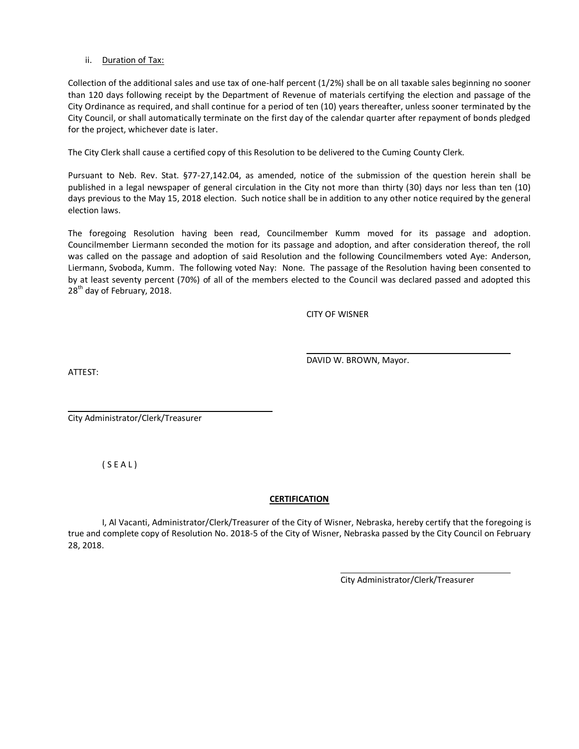ii. Duration of Tax:

Collection of the additional sales and use tax of one-half percent (1/2%) shall be on all taxable sales beginning no sooner than 120 days following receipt by the Department of Revenue of materials certifying the election and passage of the City Ordinance as required, and shall continue for a period of ten (10) years thereafter, unless sooner terminated by the City Council, or shall automatically terminate on the first day of the calendar quarter after repayment of bonds pledged for the project, whichever date is later.

The City Clerk shall cause a certified copy of this Resolution to be delivered to the Cuming County Clerk.

Pursuant to Neb. Rev. Stat. §77-27,142.04, as amended, notice of the submission of the question herein shall be published in a legal newspaper of general circulation in the City not more than thirty (30) days nor less than ten (10) days previous to the May 15, 2018 election. Such notice shall be in addition to any other notice required by the general election laws.

The foregoing Resolution having been read, Councilmember Kumm moved for its passage and adoption. Councilmember Liermann seconded the motion for its passage and adoption, and after consideration thereof, the roll was called on the passage and adoption of said Resolution and the following Councilmembers voted Aye: Anderson, Liermann, Svoboda, Kumm. The following voted Nay: None. The passage of the Resolution having been consented to by at least seventy percent (70%) of all of the members elected to the Council was declared passed and adopted this 28th day of February, 2018.

CITY OF WISNER

\_\_\_\_\_\_\_\_\_\_\_\_\_\_\_\_\_\_\_\_\_\_\_\_\_\_\_\_\_\_\_\_\_\_

DAVID W. BROWN, Mayor.

ATTEST:

\_\_\_\_\_\_\_\_\_\_\_\_\_\_\_\_\_\_\_\_\_\_\_\_\_\_\_\_\_\_\_\_\_\_

City Administrator/Clerk/Treasurer

( S E A L )

**CERTIFICATION**

I, Al Vacanti, Administrator/Clerk/Treasurer of the City of Wisner, Nebraska, hereby certify that the foregoing is true and complete copy of Resolution No. 2018-5 of the City of Wisner, Nebraska passed by the City Council on February 28, 2018.

\_\_\_\_\_\_\_\_\_\_\_\_\_\_\_\_\_\_\_\_\_\_\_\_\_\_\_\_\_\_\_\_\_\_

City Administrator/Clerk/Treasurer